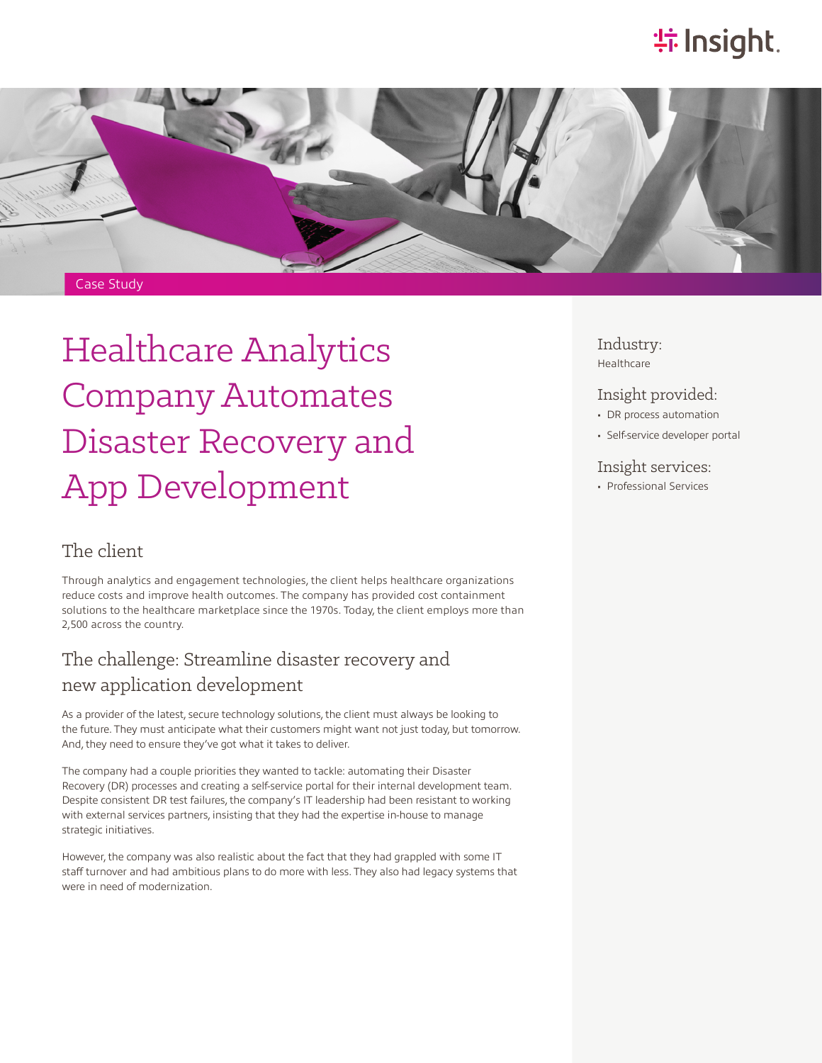Case Study

# Healthcare Analytics Company Automates Disaster Recovery and App Development

Industry:
Healthcare

Insight provided:
- DR process automation
- Self-service developer portal

Insight services:
- Professional Services

## The client

Through analytics and engagement technologies, the client helps healthcare organizations reduce costs and improve health outcomes. The company has provided cost containment solutions to the healthcare marketplace since the 1970s. Today, the client employs more than 2,500 across the country.

## The challenge: Streamline disaster recovery and new application development

As a provider of the latest, secure technology solutions, the client must always be looking to the future. They must anticipate what their customers might want not just today, but tomorrow. And, they need to ensure they've got what it takes to deliver.

The company had a couple priorities they wanted to tackle: automating their Disaster Recovery (DR) processes and creating a self-service portal for their internal development team. Despite consistent DR test failures, the company's IT leadership had been resistant to working with external services partners, insisting that they had the expertise in-house to manage strategic initiatives.

However, the company was also realistic about the fact that they had grappled with some IT staff turnover and had ambitious plans to do more with less. They also had legacy systems that were in need of modernization.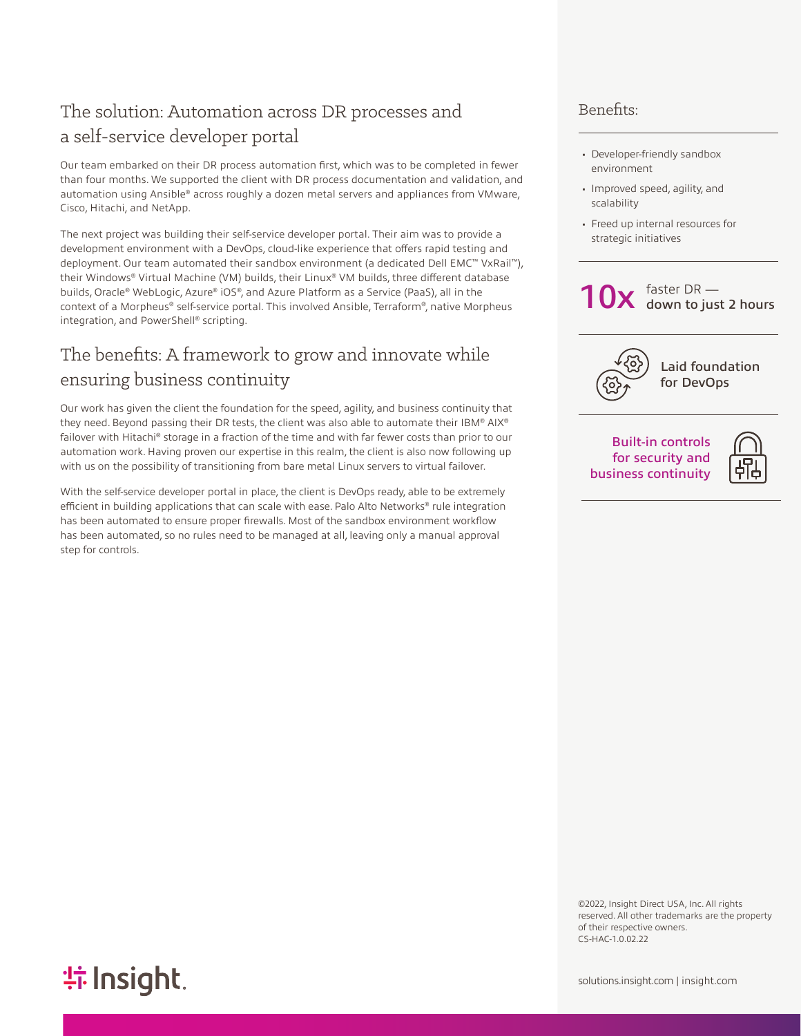## The solution: Automation across DR processes and a self-service developer portal

Our team embarked on their DR process automation first, which was to be completed in fewer than four months. We supported the client with DR process documentation and validation, and automation using Ansible® across roughly a dozen metal servers and appliances from VMware, Cisco, Hitachi, and NetApp.

The next project was building their self-service developer portal. Their aim was to provide a development environment with a DevOps, cloud-like experience that offers rapid testing and deployment. Our team automated their sandbox environment (a dedicated Dell EMC™ VxRail™), their Windows® Virtual Machine (VM) builds, their Linux® VM builds, three different database builds, Oracle® WebLogic, Azure® iOS®, and Azure Platform as a Service (PaaS), all in the context of a Morpheus® self-service portal. This involved Ansible, Terraform®, native Morpheus integration, and PowerShell® scripting.

## The benefits: A framework to grow and innovate while ensuring business continuity

Our work has given the client the foundation for the speed, agility, and business continuity that they need. Beyond passing their DR tests, the client was also able to automate their IBM® AIX® failover with Hitachi® storage in a fraction of the time and with far fewer costs than prior to our automation work. Having proven our expertise in this realm, the client is also now following up with us on the possibility of transitioning from bare metal Linux servers to virtual failover.

With the self-service developer portal in place, the client is DevOps ready, able to be extremely efficient in building applications that can scale with ease. Palo Alto Networks® rule integration has been automated to ensure proper firewalls. Most of the sandbox environment workflow has been automated, so no rules need to be managed at all, leaving only a manual approval step for controls.

## Benefits:

- Developer-friendly sandbox environment
- Improved speed, agility, and scalability
- Freed up internal resources for strategic initiatives

**10x** faster DR — down to just 2 hours

Laid foundation for DevOps

Built-in controls for security and business continuity

©2022, Insight Direct USA, Inc. All rights reserved. All other trademarks are the property of their respective owners.
CS-HAC-1.0.02.22

Insight.

solutions.insight.com | insight.com